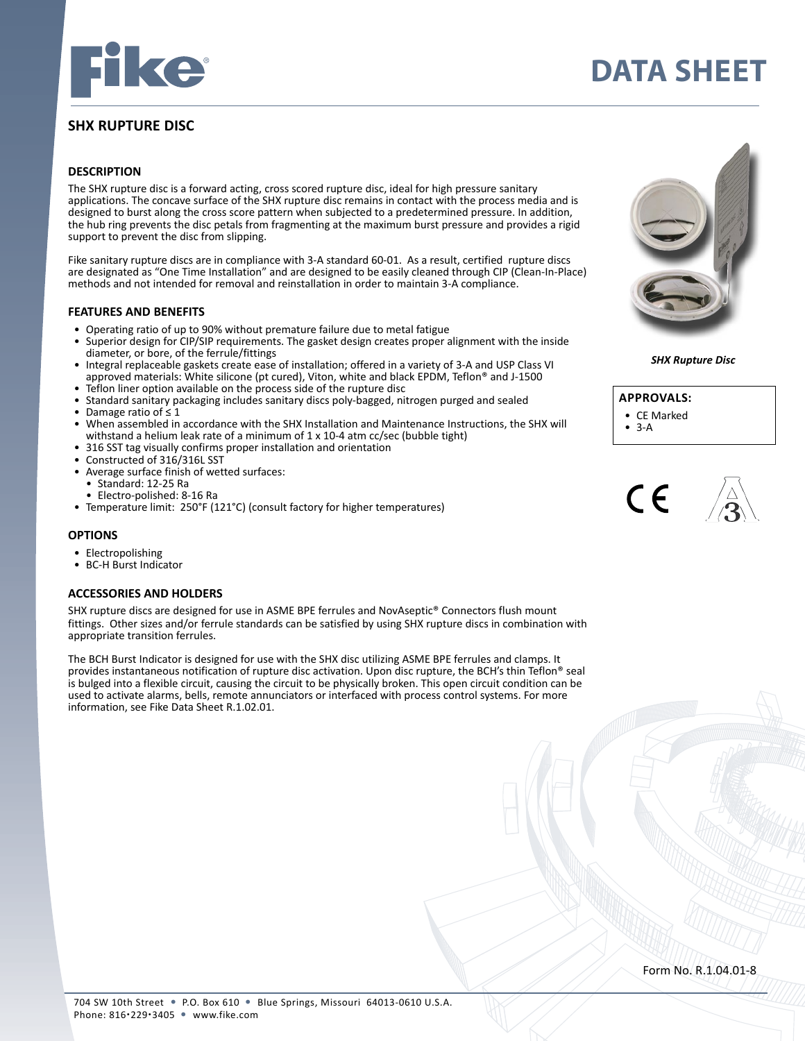# DATA SHEET

## SHX RUPTURE DISC

### DESCRIPTION

The SHX rupture disc is a forward acting, cross scored rupture disc, ideal for high pressure sanitary applications. The concave surface of the SHX rupture disc remains in contact with the process media and is designed to burst along the cross score pattern when subjected to a predetermined pressure. In addition, the hub ring prevents the disc petals from fragmenting at the maximum burst pressure and provides a rigid support to prevent the disc from slipping.

Fike sanitary rupture discs are in compliance with 3-A standard 60-01. As a result, certified rupture discs are designated as "One Time Installation" and are designed to be easily cleaned through CIP (Clean-In-Place) methods and not intended for removal and reinstallation in order to maintain 3-A compliance.

*SHX Rupture Disc*

**APPROVALS:**

- CE Marked
- 3-A

### FEATURES AND BENEFITS

- Operating ratio of up to 90% without premature failure due to metal fatigue
- Superior design for CIP/SIP requirements. The gasket design creates proper alignment with the inside diameter, or bore, of the ferrule/fittings
- Integral replaceable gaskets create ease of installation; offered in a variety of 3-A and USP Class VI approved materials: White silicone (pt cured), Viton, white and black EPDM, Teflon® and J-1500
- Teflon liner option available on the process side of the rupture disc
- Standard sanitary packaging includes sanitary discs poly-bagged, nitrogen purged and sealed
- Damage ratio of ≤ 1
- When assembled in accordance with the SHX Installation and Maintenance Instructions, the SHX will withstand a helium leak rate of a minimum of 1 x $10^{-4}$ atm cc/sec (bubble tight)
- 316 SST tag visually confirms proper installation and orientation
- Constructed of 316/316L SST
- Average surface finish of wetted surfaces:
  - Standard: 12-25 Ra
  - Electro-polished: 8-16 Ra
- Temperature limit: 250°F (121°C) (consult factory for higher temperatures)

### OPTIONS

- Electropolishing
- BC-H Burst Indicator

### ACCESSORIES AND HOLDERS

SHX rupture discs are designed for use in ASME BPE ferrules and NovAseptic® Connectors flush mount fittings. Other sizes and/or ferrule standards can be satisfied by using SHX rupture discs in combination with appropriate transition ferrules.

The BCH Burst Indicator is designed for use with the SHX disc utilizing ASME BPE ferrules and clamps. It provides instantaneous notification of rupture disc activation. Upon disc rupture, the BCH's thin Teflon® seal is bulged into a flexible circuit, causing the circuit to be physically broken. This open circuit condition can be used to activate alarms, bells, remote annunciators or interfaced with process control systems. For more information, see Fike Data Sheet R.1.02.01.

Form No. R.1.04.01-8

704 SW 10th Street • P.O. Box 610 • Blue Springs, Missouri 64013-0610 U.S.A.
Phone: 816•229•3405 • www.fike.com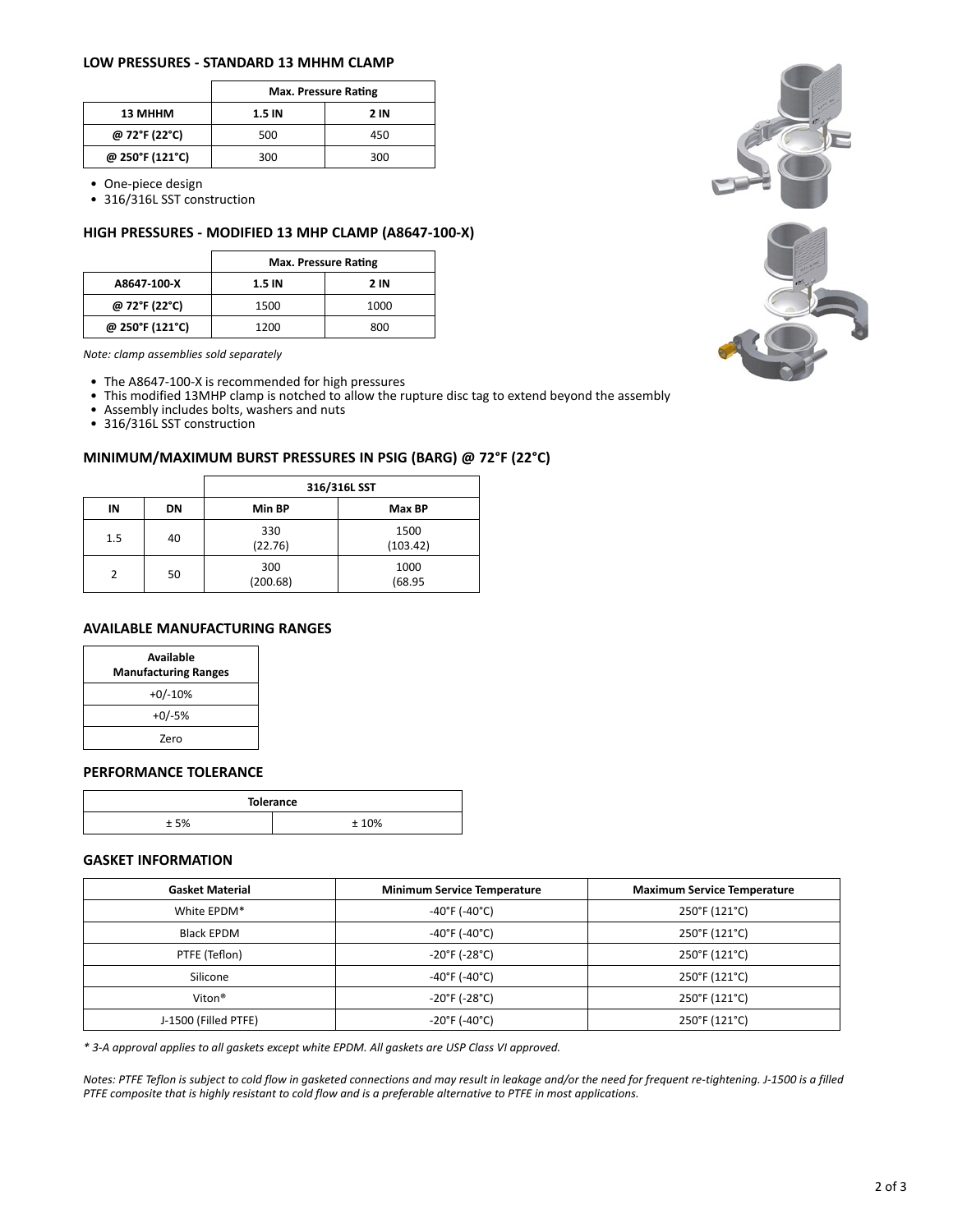## LOW PRESSURES - STANDARD 13 MHHM CLAMP

| | Max. Pressure Rating | |
|---|---|---|
| **13 MHHM** | **1.5 IN** | **2 IN** |
| **@ 72°F (22°C)** | 500 | 450 |
| **@ 250°F (121°C)** | 300 | 300 |

- One-piece design
- 316/316L SST construction

## HIGH PRESSURES - MODIFIED 13 MHP CLAMP (A8647-100-X)

| | Max. Pressure Rating | |
|---|---|---|
| **A8647-100-X** | **1.5 IN** | **2 IN** |
| **@ 72°F (22°C)** | 1500 | 1000 |
| **@ 250°F (121°C)** | 1200 | 800 |

*Note: clamp assemblies sold separately*

- The A8647-100-X is recommended for high pressures
- This modified 13MHP clamp is notched to allow the rupture disc tag to extend beyond the assembly
- Assembly includes bolts, washers and nuts
- 316/316L SST construction

## MINIMUM/MAXIMUM BURST PRESSURES IN PSIG (BARG) @ 72°F (22°C)

| | | 316/316L SST | |
|---|---|---|---|
| **IN** | **DN** | **Min BP** | **Max BP** |
| 1.5 | 40 | 330 (22.76) | 1500 (103.42) |
| 2 | 50 | 300 (200.68) | 1000 (68.95 |

## AVAILABLE MANUFACTURING RANGES

| Available Manufacturing Ranges |
|---|
| +0/-10% |
| +0/-5% |
| Zero |

## PERFORMANCE TOLERANCE

| Tolerance | |
|---|---|
| ± 5% | ± 10% |

## GASKET INFORMATION

| Gasket Material | Minimum Service Temperature | Maximum Service Temperature |
|---|---|---|
| White EPDM* | -40°F (-40°C) | 250°F (121°C) |
| Black EPDM | -40°F (-40°C) | 250°F (121°C) |
| PTFE (Teflon) | -20°F (-28°C) | 250°F (121°C) |
| Silicone | -40°F (-40°C) | 250°F (121°C) |
| Viton® | -20°F (-28°C) | 250°F (121°C) |
| J-1500 (Filled PTFE) | -20°F (-40°C) | 250°F (121°C) |

*\* 3-A approval applies to all gaskets except white EPDM. All gaskets are USP Class VI approved.*

*Notes: PTFE Teflon is subject to cold flow in gasketed connections and may result in leakage and/or the need for frequent re-tightening. J-1500 is a filled PTFE composite that is highly resistant to cold flow and is a preferable alternative to PTFE in most applications.*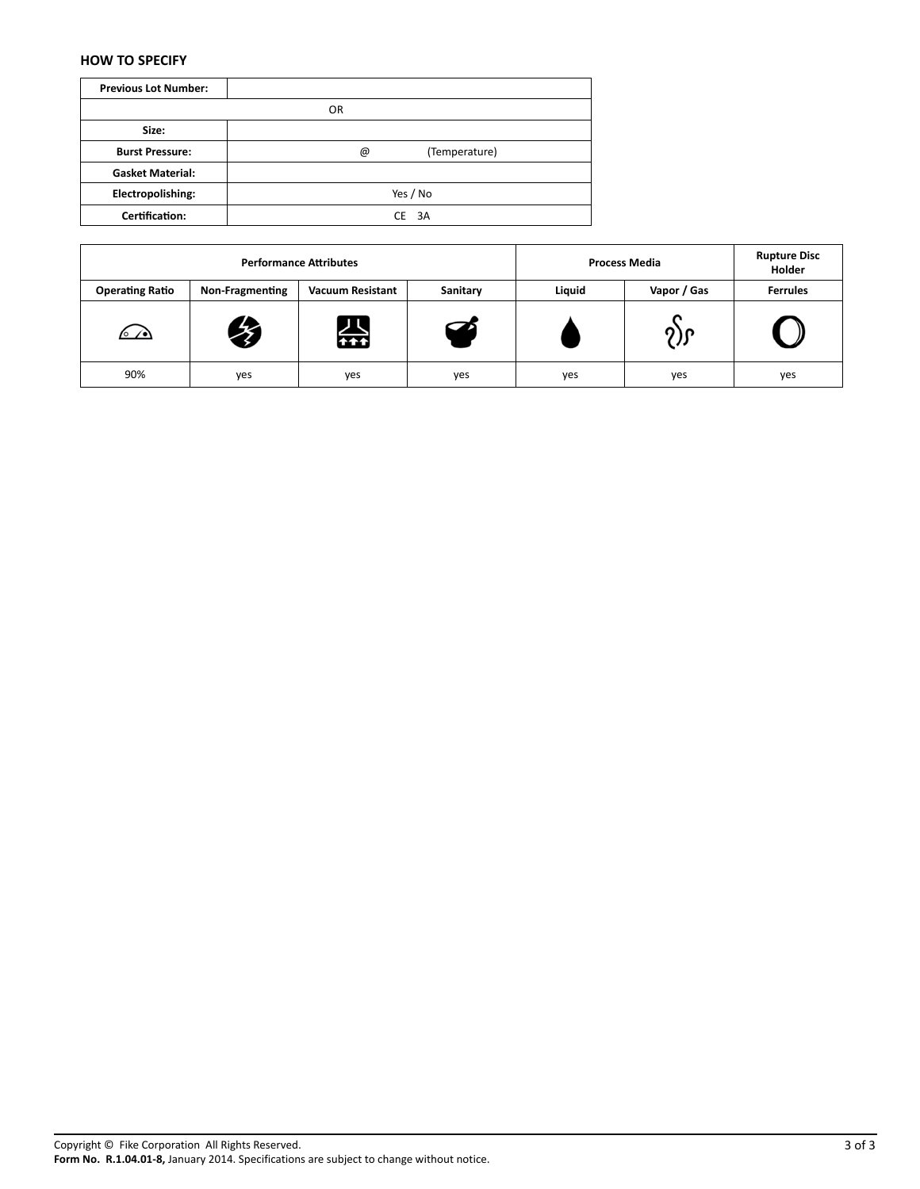## HOW TO SPECIFY

| | |
|---|---|
| **Previous Lot Number:** | |
| OR | |
| **Size:** | |
| **Burst Pressure:** | @ (Temperature) |
| **Gasket Material:** | |
| **Electropolishing:** | Yes / No |
| **Certification:** | CE 3A |

| Performance Attributes | | | | Process Media | | Rupture Disc Holder |
|---|---|---|---|---|---|---|
| **Operating Ratio** | **Non-Fragmenting** | **Vacuum Resistant** | **Sanitary** | **Liquid** | **Vapor / Gas** | **Ferrules** |
| 90% | yes | yes | yes | yes | yes | yes |

Copyright © Fike Corporation All Rights Reserved.
**Form No. R.1.04.01-8,** January 2014. Specifications are subject to change without notice.